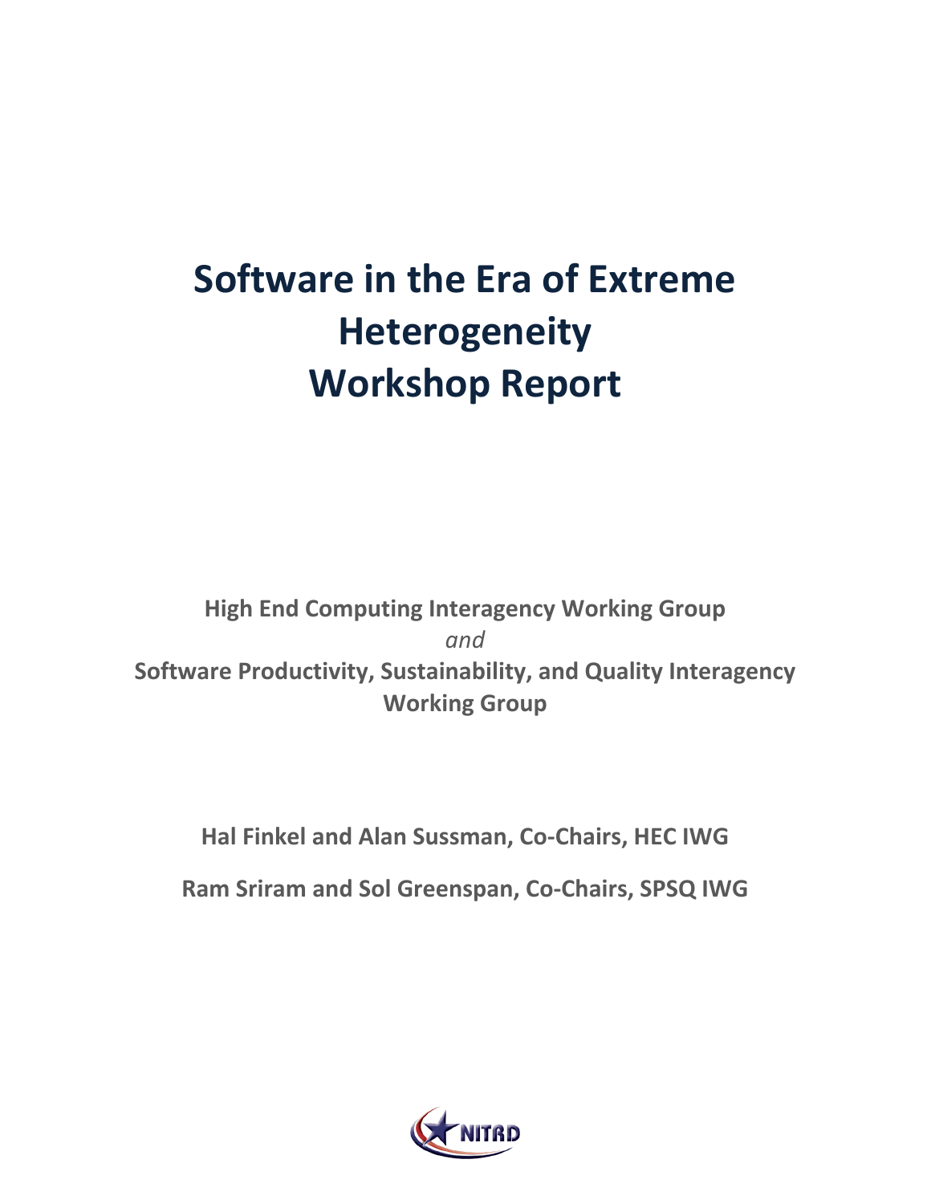# Software in the Era of Extreme Heterogeneity Workshop Report

**High End Computing Interagency Working Group**

*and*

**Software Productivity, Sustainability, and Quality Interagency Working Group**

**Hal Finkel and Alan Sussman, Co-Chairs, HEC IWG**

**Ram Sriram and Sol Greenspan, Co-Chairs, SPSQ IWG**

NITRD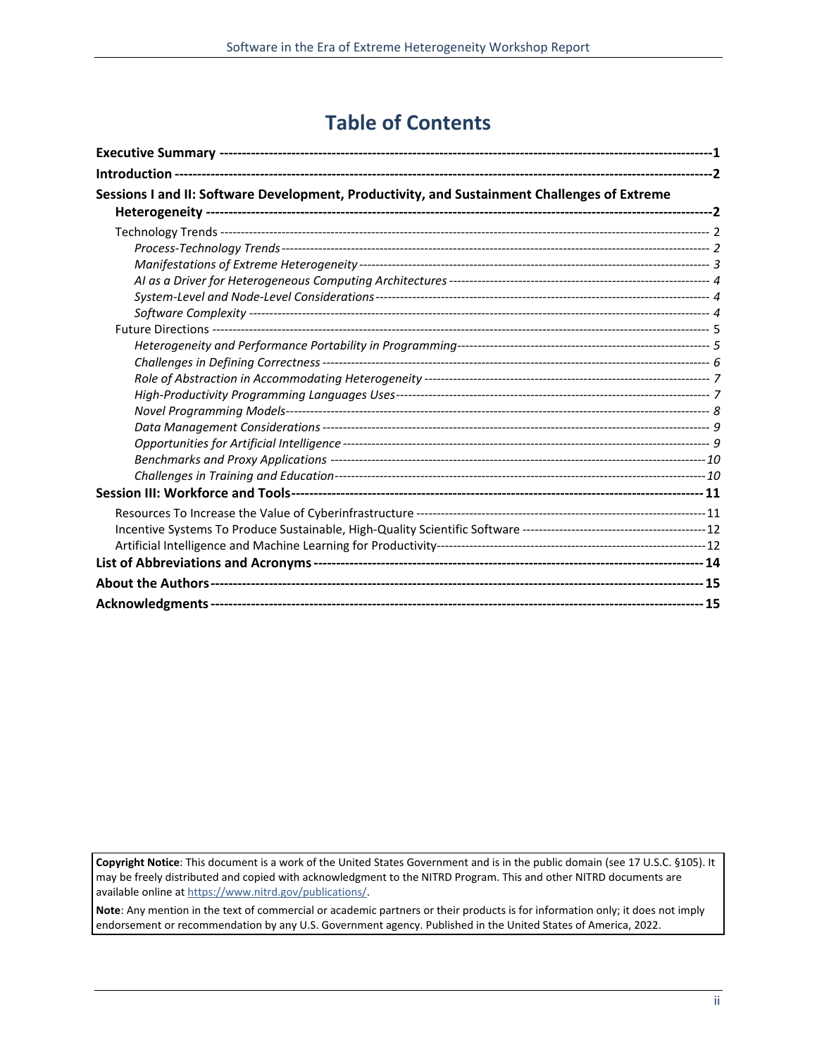# Table of Contents

- **Executive Summary** — 1
- **Introduction** — 2
- **Sessions I and II: Software Development, Productivity, and Sustainment Challenges of Extreme Heterogeneity** — 2
  - Technology Trends — 2
    - *Process-Technology Trends* — 2
    - *Manifestations of Extreme Heterogeneity* — 3
    - *AI as a Driver for Heterogeneous Computing Architectures* — 4
    - *System-Level and Node-Level Considerations* — 4
    - *Software Complexity* — 4
  - Future Directions — 5
    - *Heterogeneity and Performance Portability in Programming* — 5
    - *Challenges in Defining Correctness* — 6
    - *Role of Abstraction in Accommodating Heterogeneity* — 7
    - *High-Productivity Programming Languages Uses* — 7
    - *Novel Programming Models* — 8
    - *Data Management Considerations* — 9
    - *Opportunities for Artificial Intelligence* — 9
    - *Benchmarks and Proxy Applications* — 10
    - *Challenges in Training and Education* — 10
- **Session III: Workforce and Tools** — 11
  - Resources To Increase the Value of Cyberinfrastructure — 11
  - Incentive Systems To Produce Sustainable, High-Quality Scientific Software — 12
  - Artificial Intelligence and Machine Learning for Productivity — 12
- **List of Abbreviations and Acronyms** — 14
- **About the Authors** — 15
- **Acknowledgments** — 15

**Copyright Notice**: This document is a work of the United States Government and is in the public domain (see 17 U.S.C. §105). It may be freely distributed and copied with acknowledgment to the NITRD Program. This and other NITRD documents are available online at https://www.nitrd.gov/publications/.

**Note**: Any mention in the text of commercial or academic partners or their products is for information only; it does not imply endorsement or recommendation by any U.S. Government agency. Published in the United States of America, 2022.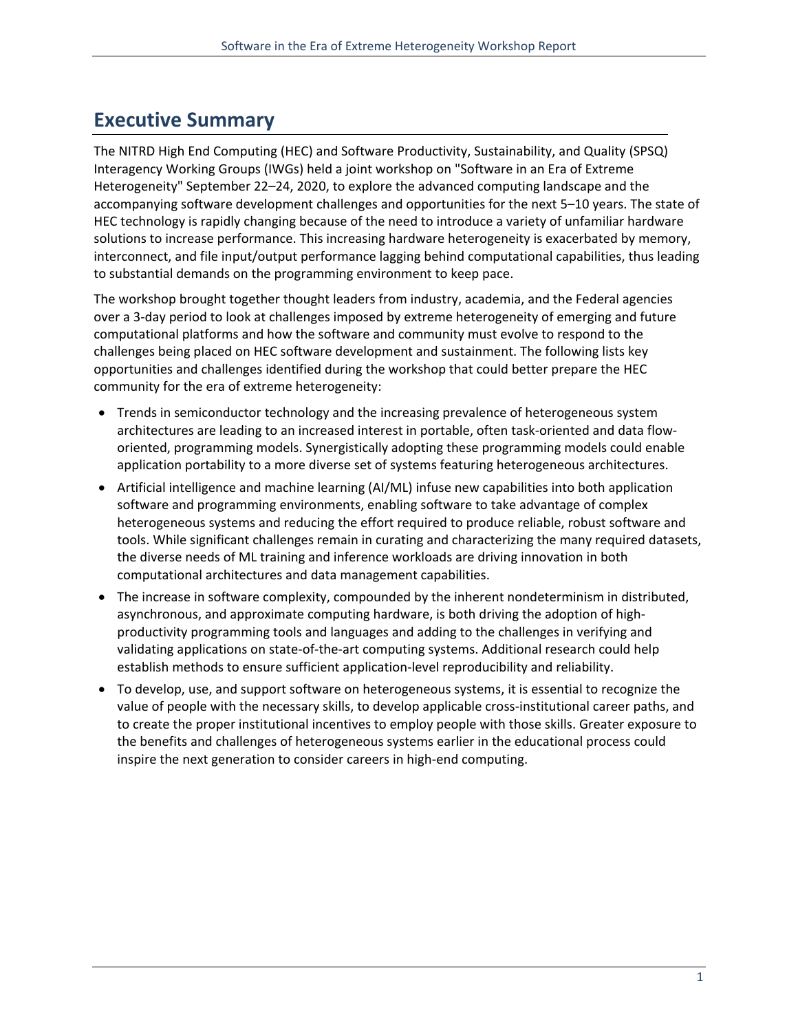# Executive Summary

The NITRD High End Computing (HEC) and Software Productivity, Sustainability, and Quality (SPSQ) Interagency Working Groups (IWGs) held a joint workshop on "Software in an Era of Extreme Heterogeneity" September 22–24, 2020, to explore the advanced computing landscape and the accompanying software development challenges and opportunities for the next 5–10 years. The state of HEC technology is rapidly changing because of the need to introduce a variety of unfamiliar hardware solutions to increase performance. This increasing hardware heterogeneity is exacerbated by memory, interconnect, and file input/output performance lagging behind computational capabilities, thus leading to substantial demands on the programming environment to keep pace.

The workshop brought together thought leaders from industry, academia, and the Federal agencies over a 3-day period to look at challenges imposed by extreme heterogeneity of emerging and future computational platforms and how the software and community must evolve to respond to the challenges being placed on HEC software development and sustainment. The following lists key opportunities and challenges identified during the workshop that could better prepare the HEC community for the era of extreme heterogeneity:

- Trends in semiconductor technology and the increasing prevalence of heterogeneous system architectures are leading to an increased interest in portable, often task-oriented and data flow-oriented, programming models. Synergistically adopting these programming models could enable application portability to a more diverse set of systems featuring heterogeneous architectures.
- Artificial intelligence and machine learning (AI/ML) infuse new capabilities into both application software and programming environments, enabling software to take advantage of complex heterogeneous systems and reducing the effort required to produce reliable, robust software and tools. While significant challenges remain in curating and characterizing the many required datasets, the diverse needs of ML training and inference workloads are driving innovation in both computational architectures and data management capabilities.
- The increase in software complexity, compounded by the inherent nondeterminism in distributed, asynchronous, and approximate computing hardware, is both driving the adoption of high-productivity programming tools and languages and adding to the challenges in verifying and validating applications on state-of-the-art computing systems. Additional research could help establish methods to ensure sufficient application-level reproducibility and reliability.
- To develop, use, and support software on heterogeneous systems, it is essential to recognize the value of people with the necessary skills, to develop applicable cross-institutional career paths, and to create the proper institutional incentives to employ people with those skills. Greater exposure to the benefits and challenges of heterogeneous systems earlier in the educational process could inspire the next generation to consider careers in high-end computing.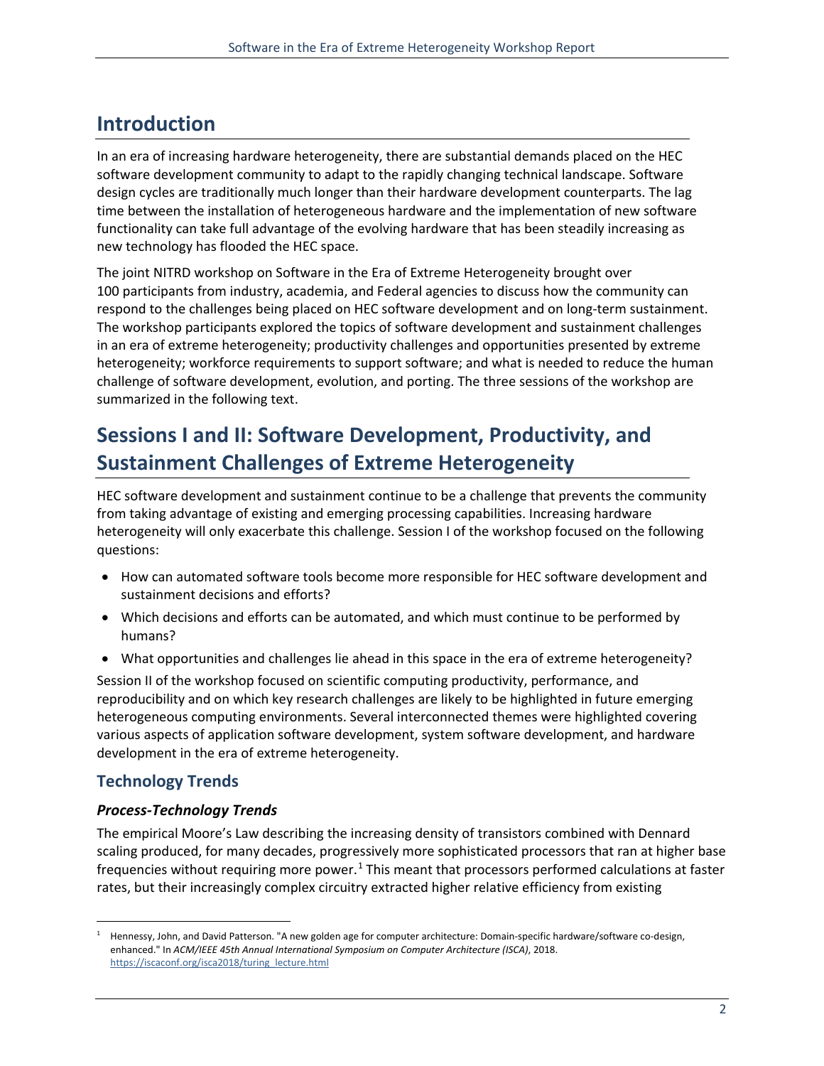# Introduction

In an era of increasing hardware heterogeneity, there are substantial demands placed on the HEC software development community to adapt to the rapidly changing technical landscape. Software design cycles are traditionally much longer than their hardware development counterparts. The lag time between the installation of heterogeneous hardware and the implementation of new software functionality can take full advantage of the evolving hardware that has been steadily increasing as new technology has flooded the HEC space.

The joint NITRD workshop on Software in the Era of Extreme Heterogeneity brought over 100 participants from industry, academia, and Federal agencies to discuss how the community can respond to the challenges being placed on HEC software development and on long-term sustainment. The workshop participants explored the topics of software development and sustainment challenges in an era of extreme heterogeneity; productivity challenges and opportunities presented by extreme heterogeneity; workforce requirements to support software; and what is needed to reduce the human challenge of software development, evolution, and porting. The three sessions of the workshop are summarized in the following text.

# Sessions I and II: Software Development, Productivity, and Sustainment Challenges of Extreme Heterogeneity

HEC software development and sustainment continue to be a challenge that prevents the community from taking advantage of existing and emerging processing capabilities. Increasing hardware heterogeneity will only exacerbate this challenge. Session I of the workshop focused on the following questions:

- How can automated software tools become more responsible for HEC software development and sustainment decisions and efforts?
- Which decisions and efforts can be automated, and which must continue to be performed by humans?
- What opportunities and challenges lie ahead in this space in the era of extreme heterogeneity?

Session II of the workshop focused on scientific computing productivity, performance, and reproducibility and on which key research challenges are likely to be highlighted in future emerging heterogeneous computing environments. Several interconnected themes were highlighted covering various aspects of application software development, system software development, and hardware development in the era of extreme heterogeneity.

## Technology Trends

### *Process-Technology Trends*

The empirical Moore's Law describing the increasing density of transistors combined with Dennard scaling produced, for many decades, progressively more sophisticated processors that ran at higher base frequencies without requiring more power.[1] This meant that processors performed calculations at faster rates, but their increasingly complex circuitry extracted higher relative efficiency from existing

[1] Hennessy, John, and David Patterson. "A new golden age for computer architecture: Domain-specific hardware/software co-design, enhanced." In *ACM/IEEE 45th Annual International Symposium on Computer Architecture (ISCA)*, 2018. https://iscaconf.org/isca2018/turing_lecture.html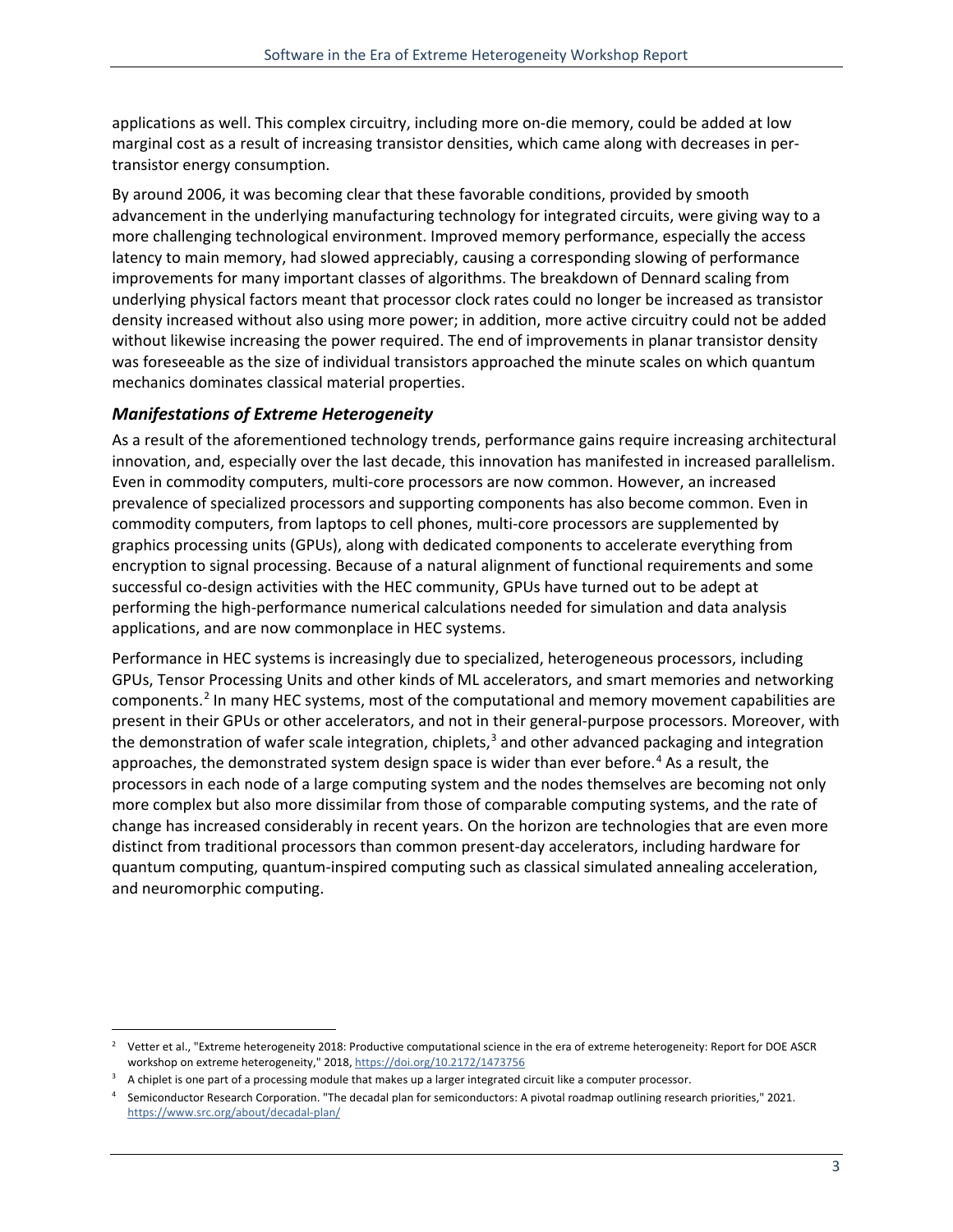applications as well. This complex circuitry, including more on-die memory, could be added at low marginal cost as a result of increasing transistor densities, which came along with decreases in per-transistor energy consumption.

By around 2006, it was becoming clear that these favorable conditions, provided by smooth advancement in the underlying manufacturing technology for integrated circuits, were giving way to a more challenging technological environment. Improved memory performance, especially the access latency to main memory, had slowed appreciably, causing a corresponding slowing of performance improvements for many important classes of algorithms. The breakdown of Dennard scaling from underlying physical factors meant that processor clock rates could no longer be increased as transistor density increased without also using more power; in addition, more active circuitry could not be added without likewise increasing the power required. The end of improvements in planar transistor density was foreseeable as the size of individual transistors approached the minute scales on which quantum mechanics dominates classical material properties.

### *Manifestations of Extreme Heterogeneity*

As a result of the aforementioned technology trends, performance gains require increasing architectural innovation, and, especially over the last decade, this innovation has manifested in increased parallelism. Even in commodity computers, multi-core processors are now common. However, an increased prevalence of specialized processors and supporting components has also become common. Even in commodity computers, from laptops to cell phones, multi-core processors are supplemented by graphics processing units (GPUs), along with dedicated components to accelerate everything from encryption to signal processing. Because of a natural alignment of functional requirements and some successful co-design activities with the HEC community, GPUs have turned out to be adept at performing the high-performance numerical calculations needed for simulation and data analysis applications, and are now commonplace in HEC systems.

Performance in HEC systems is increasingly due to specialized, heterogeneous processors, including GPUs, Tensor Processing Units and other kinds of ML accelerators, and smart memories and networking components.[2] In many HEC systems, most of the computational and memory movement capabilities are present in their GPUs or other accelerators, and not in their general-purpose processors. Moreover, with the demonstration of wafer scale integration, chiplets,[3] and other advanced packaging and integration approaches, the demonstrated system design space is wider than ever before.[4] As a result, the processors in each node of a large computing system and the nodes themselves are becoming not only more complex but also more dissimilar from those of comparable computing systems, and the rate of change has increased considerably in recent years. On the horizon are technologies that are even more distinct from traditional processors than common present-day accelerators, including hardware for quantum computing, quantum-inspired computing such as classical simulated annealing acceleration, and neuromorphic computing.

---

[2] Vetter et al., "Extreme heterogeneity 2018: Productive computational science in the era of extreme heterogeneity: Report for DOE ASCR workshop on extreme heterogeneity," 2018, https://doi.org/10.2172/1473756

[3] A chiplet is one part of a processing module that makes up a larger integrated circuit like a computer processor.

[4] Semiconductor Research Corporation. "The decadal plan for semiconductors: A pivotal roadmap outlining research priorities," 2021. https://www.src.org/about/decadal-plan/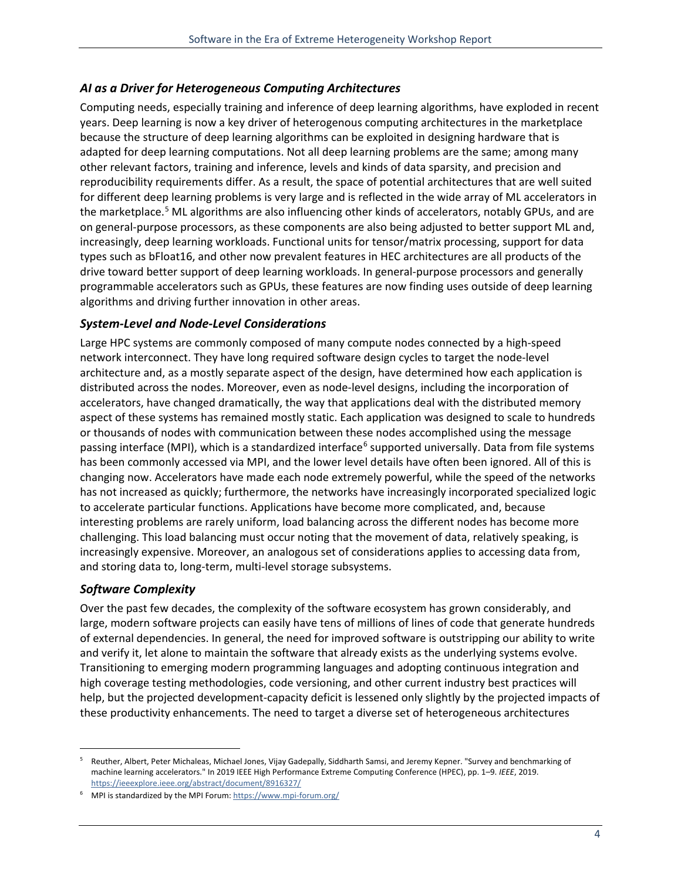### *AI as a Driver for Heterogeneous Computing Architectures*

Computing needs, especially training and inference of deep learning algorithms, have exploded in recent years. Deep learning is now a key driver of heterogenous computing architectures in the marketplace because the structure of deep learning algorithms can be exploited in designing hardware that is adapted for deep learning computations. Not all deep learning problems are the same; among many other relevant factors, training and inference, levels and kinds of data sparsity, and precision and reproducibility requirements differ. As a result, the space of potential architectures that are well suited for different deep learning problems is very large and is reflected in the wide array of ML accelerators in the marketplace.[5] ML algorithms are also influencing other kinds of accelerators, notably GPUs, and are on general-purpose processors, as these components are also being adjusted to better support ML and, increasingly, deep learning workloads. Functional units for tensor/matrix processing, support for data types such as bFloat16, and other now prevalent features in HEC architectures are all products of the drive toward better support of deep learning workloads. In general-purpose processors and generally programmable accelerators such as GPUs, these features are now finding uses outside of deep learning algorithms and driving further innovation in other areas.

### *System-Level and Node-Level Considerations*

Large HPC systems are commonly composed of many compute nodes connected by a high-speed network interconnect. They have long required software design cycles to target the node-level architecture and, as a mostly separate aspect of the design, have determined how each application is distributed across the nodes. Moreover, even as node-level designs, including the incorporation of accelerators, have changed dramatically, the way that applications deal with the distributed memory aspect of these systems has remained mostly static. Each application was designed to scale to hundreds or thousands of nodes with communication between these nodes accomplished using the message passing interface (MPI), which is a standardized interface[6] supported universally. Data from file systems has been commonly accessed via MPI, and the lower level details have often been ignored. All of this is changing now. Accelerators have made each node extremely powerful, while the speed of the networks has not increased as quickly; furthermore, the networks have increasingly incorporated specialized logic to accelerate particular functions. Applications have become more complicated, and, because interesting problems are rarely uniform, load balancing across the different nodes has become more challenging. This load balancing must occur noting that the movement of data, relatively speaking, is increasingly expensive. Moreover, an analogous set of considerations applies to accessing data from, and storing data to, long-term, multi-level storage subsystems.

### *Software Complexity*

Over the past few decades, the complexity of the software ecosystem has grown considerably, and large, modern software projects can easily have tens of millions of lines of code that generate hundreds of external dependencies. In general, the need for improved software is outstripping our ability to write and verify it, let alone to maintain the software that already exists as the underlying systems evolve. Transitioning to emerging modern programming languages and adopting continuous integration and high coverage testing methodologies, code versioning, and other current industry best practices will help, but the projected development-capacity deficit is lessened only slightly by the projected impacts of these productivity enhancements. The need to target a diverse set of heterogeneous architectures

---

[5] Reuther, Albert, Peter Michaleas, Michael Jones, Vijay Gadepally, Siddharth Samsi, and Jeremy Kepner. "Survey and benchmarking of machine learning accelerators." In 2019 IEEE High Performance Extreme Computing Conference (HPEC), pp. 1–9. *IEEE*, 2019. https://ieeexplore.ieee.org/abstract/document/8916327/

[6] MPI is standardized by the MPI Forum: https://www.mpi-forum.org/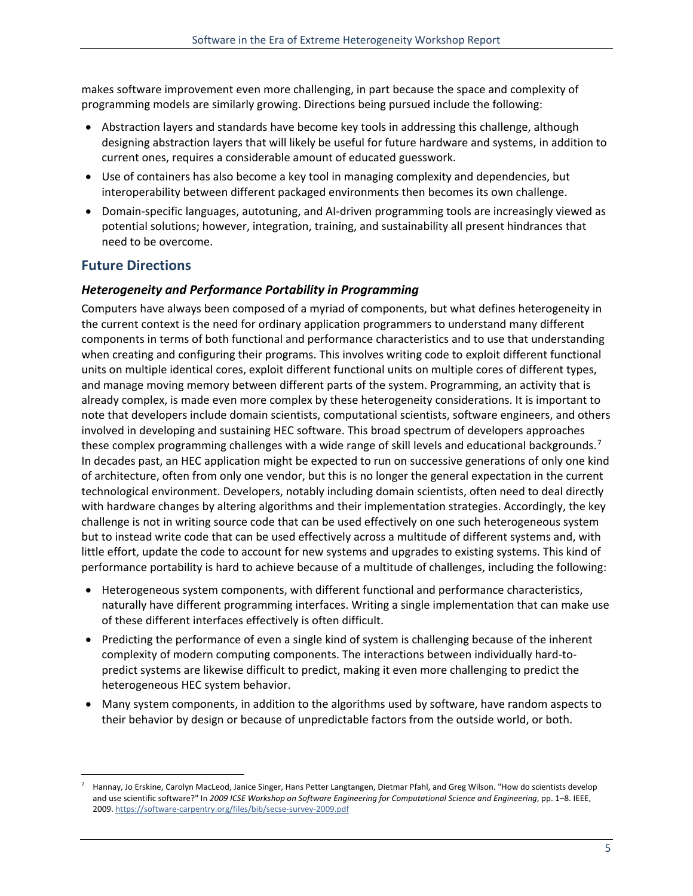makes software improvement even more challenging, in part because the space and complexity of programming models are similarly growing. Directions being pursued include the following:

- Abstraction layers and standards have become key tools in addressing this challenge, although designing abstraction layers that will likely be useful for future hardware and systems, in addition to current ones, requires a considerable amount of educated guesswork.
- Use of containers has also become a key tool in managing complexity and dependencies, but interoperability between different packaged environments then becomes its own challenge.
- Domain-specific languages, autotuning, and AI-driven programming tools are increasingly viewed as potential solutions; however, integration, training, and sustainability all present hindrances that need to be overcome.

## Future Directions

### *Heterogeneity and Performance Portability in Programming*

Computers have always been composed of a myriad of components, but what defines heterogeneity in the current context is the need for ordinary application programmers to understand many different components in terms of both functional and performance characteristics and to use that understanding when creating and configuring their programs. This involves writing code to exploit different functional units on multiple identical cores, exploit different functional units on multiple cores of different types, and manage moving memory between different parts of the system. Programming, an activity that is already complex, is made even more complex by these heterogeneity considerations. It is important to note that developers include domain scientists, computational scientists, software engineers, and others involved in developing and sustaining HEC software. This broad spectrum of developers approaches these complex programming challenges with a wide range of skill levels and educational backgrounds.[7] In decades past, an HEC application might be expected to run on successive generations of only one kind of architecture, often from only one vendor, but this is no longer the general expectation in the current technological environment. Developers, notably including domain scientists, often need to deal directly with hardware changes by altering algorithms and their implementation strategies. Accordingly, the key challenge is not in writing source code that can be used effectively on one such heterogeneous system but to instead write code that can be used effectively across a multitude of different systems and, with little effort, update the code to account for new systems and upgrades to existing systems. This kind of performance portability is hard to achieve because of a multitude of challenges, including the following:

- Heterogeneous system components, with different functional and performance characteristics, naturally have different programming interfaces. Writing a single implementation that can make use of these different interfaces effectively is often difficult.
- Predicting the performance of even a single kind of system is challenging because of the inherent complexity of modern computing components. The interactions between individually hard-to-predict systems are likewise difficult to predict, making it even more challenging to predict the heterogeneous HEC system behavior.
- Many system components, in addition to the algorithms used by software, have random aspects to their behavior by design or because of unpredictable factors from the outside world, or both.

[7] Hannay, Jo Erskine, Carolyn MacLeod, Janice Singer, Hans Petter Langtangen, Dietmar Pfahl, and Greg Wilson. "How do scientists develop and use scientific software?" In *2009 ICSE Workshop on Software Engineering for Computational Science and Engineering*, pp. 1–8. IEEE, 2009. https://software-carpentry.org/files/bib/secse-survey-2009.pdf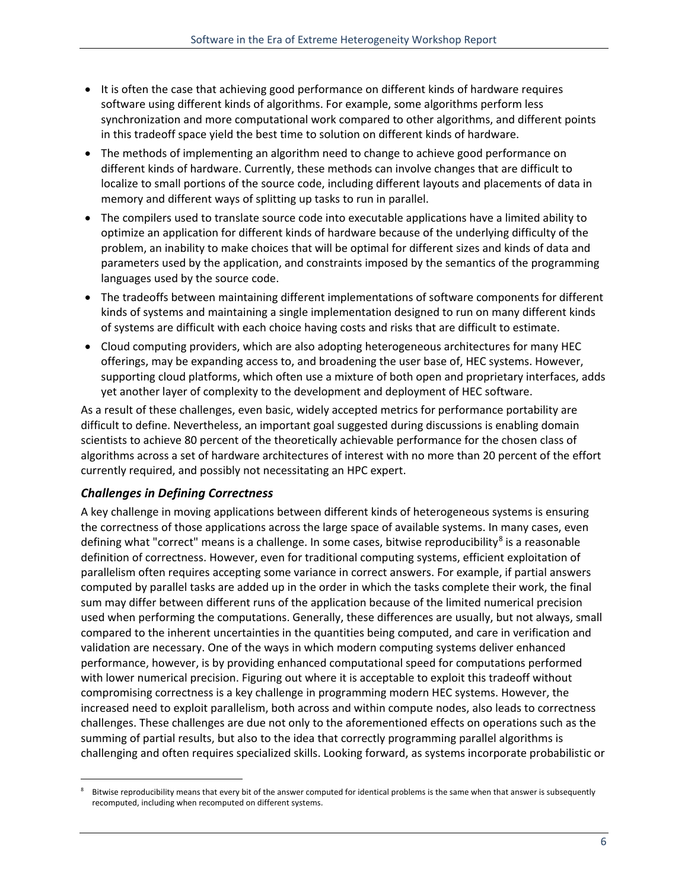- It is often the case that achieving good performance on different kinds of hardware requires software using different kinds of algorithms. For example, some algorithms perform less synchronization and more computational work compared to other algorithms, and different points in this tradeoff space yield the best time to solution on different kinds of hardware.
- The methods of implementing an algorithm need to change to achieve good performance on different kinds of hardware. Currently, these methods can involve changes that are difficult to localize to small portions of the source code, including different layouts and placements of data in memory and different ways of splitting up tasks to run in parallel.
- The compilers used to translate source code into executable applications have a limited ability to optimize an application for different kinds of hardware because of the underlying difficulty of the problem, an inability to make choices that will be optimal for different sizes and kinds of data and parameters used by the application, and constraints imposed by the semantics of the programming languages used by the source code.
- The tradeoffs between maintaining different implementations of software components for different kinds of systems and maintaining a single implementation designed to run on many different kinds of systems are difficult with each choice having costs and risks that are difficult to estimate.
- Cloud computing providers, which are also adopting heterogeneous architectures for many HEC offerings, may be expanding access to, and broadening the user base of, HEC systems. However, supporting cloud platforms, which often use a mixture of both open and proprietary interfaces, adds yet another layer of complexity to the development and deployment of HEC software.

As a result of these challenges, even basic, widely accepted metrics for performance portability are difficult to define. Nevertheless, an important goal suggested during discussions is enabling domain scientists to achieve 80 percent of the theoretically achievable performance for the chosen class of algorithms across a set of hardware architectures of interest with no more than 20 percent of the effort currently required, and possibly not necessitating an HPC expert.

### *Challenges in Defining Correctness*

A key challenge in moving applications between different kinds of heterogeneous systems is ensuring the correctness of those applications across the large space of available systems. In many cases, even defining what "correct" means is a challenge. In some cases, bitwise reproducibility[8] is a reasonable definition of correctness. However, even for traditional computing systems, efficient exploitation of parallelism often requires accepting some variance in correct answers. For example, if partial answers computed by parallel tasks are added up in the order in which the tasks complete their work, the final sum may differ between different runs of the application because of the limited numerical precision used when performing the computations. Generally, these differences are usually, but not always, small compared to the inherent uncertainties in the quantities being computed, and care in verification and validation are necessary. One of the ways in which modern computing systems deliver enhanced performance, however, is by providing enhanced computational speed for computations performed with lower numerical precision. Figuring out where it is acceptable to exploit this tradeoff without compromising correctness is a key challenge in programming modern HEC systems. However, the increased need to exploit parallelism, both across and within compute nodes, also leads to correctness challenges. These challenges are due not only to the aforementioned effects on operations such as the summing of partial results, but also to the idea that correctly programming parallel algorithms is challenging and often requires specialized skills. Looking forward, as systems incorporate probabilistic or

[8] Bitwise reproducibility means that every bit of the answer computed for identical problems is the same when that answer is subsequently recomputed, including when recomputed on different systems.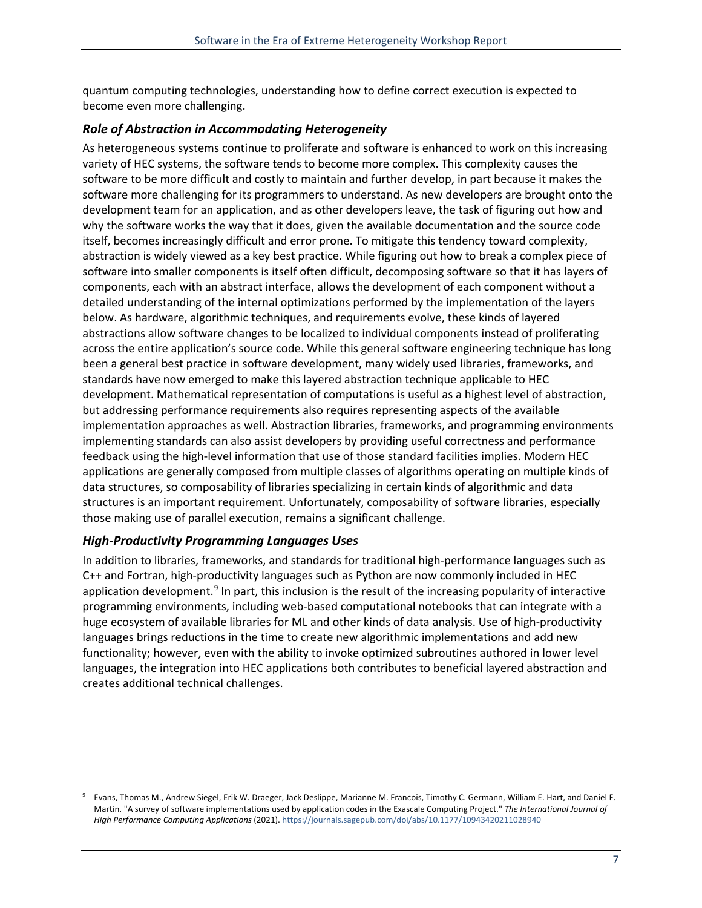quantum computing technologies, understanding how to define correct execution is expected to become even more challenging.

### *Role of Abstraction in Accommodating Heterogeneity*

As heterogeneous systems continue to proliferate and software is enhanced to work on this increasing variety of HEC systems, the software tends to become more complex. This complexity causes the software to be more difficult and costly to maintain and further develop, in part because it makes the software more challenging for its programmers to understand. As new developers are brought onto the development team for an application, and as other developers leave, the task of figuring out how and why the software works the way that it does, given the available documentation and the source code itself, becomes increasingly difficult and error prone. To mitigate this tendency toward complexity, abstraction is widely viewed as a key best practice. While figuring out how to break a complex piece of software into smaller components is itself often difficult, decomposing software so that it has layers of components, each with an abstract interface, allows the development of each component without a detailed understanding of the internal optimizations performed by the implementation of the layers below. As hardware, algorithmic techniques, and requirements evolve, these kinds of layered abstractions allow software changes to be localized to individual components instead of proliferating across the entire application's source code. While this general software engineering technique has long been a general best practice in software development, many widely used libraries, frameworks, and standards have now emerged to make this layered abstraction technique applicable to HEC development. Mathematical representation of computations is useful as a highest level of abstraction, but addressing performance requirements also requires representing aspects of the available implementation approaches as well. Abstraction libraries, frameworks, and programming environments implementing standards can also assist developers by providing useful correctness and performance feedback using the high-level information that use of those standard facilities implies. Modern HEC applications are generally composed from multiple classes of algorithms operating on multiple kinds of data structures, so composability of libraries specializing in certain kinds of algorithmic and data structures is an important requirement. Unfortunately, composability of software libraries, especially those making use of parallel execution, remains a significant challenge.

### *High-Productivity Programming Languages Uses*

In addition to libraries, frameworks, and standards for traditional high-performance languages such as C++ and Fortran, high-productivity languages such as Python are now commonly included in HEC application development.[9] In part, this inclusion is the result of the increasing popularity of interactive programming environments, including web-based computational notebooks that can integrate with a huge ecosystem of available libraries for ML and other kinds of data analysis. Use of high-productivity languages brings reductions in the time to create new algorithmic implementations and add new functionality; however, even with the ability to invoke optimized subroutines authored in lower level languages, the integration into HEC applications both contributes to beneficial layered abstraction and creates additional technical challenges.

---

[9] Evans, Thomas M., Andrew Siegel, Erik W. Draeger, Jack Deslippe, Marianne M. Francois, Timothy C. Germann, William E. Hart, and Daniel F. Martin. "A survey of software implementations used by application codes in the Exascale Computing Project." *The International Journal of High Performance Computing Applications* (2021). https://journals.sagepub.com/doi/abs/10.1177/10943420211028940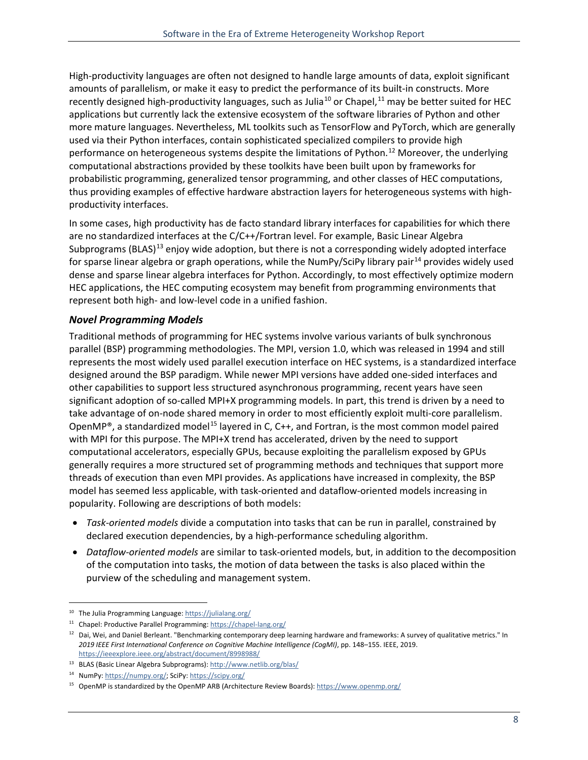High-productivity languages are often not designed to handle large amounts of data, exploit significant amounts of parallelism, or make it easy to predict the performance of its built-in constructs. More recently designed high-productivity languages, such as Julia[10] or Chapel,[11] may be better suited for HEC applications but currently lack the extensive ecosystem of the software libraries of Python and other more mature languages. Nevertheless, ML toolkits such as TensorFlow and PyTorch, which are generally used via their Python interfaces, contain sophisticated specialized compilers to provide high performance on heterogeneous systems despite the limitations of Python.[12] Moreover, the underlying computational abstractions provided by these toolkits have been built upon by frameworks for probabilistic programming, generalized tensor programming, and other classes of HEC computations, thus providing examples of effective hardware abstraction layers for heterogeneous systems with high-productivity interfaces.

In some cases, high productivity has de facto standard library interfaces for capabilities for which there are no standardized interfaces at the C/C++/Fortran level. For example, Basic Linear Algebra Subprograms (BLAS)[13] enjoy wide adoption, but there is not a corresponding widely adopted interface for sparse linear algebra or graph operations, while the NumPy/SciPy library pair[14] provides widely used dense and sparse linear algebra interfaces for Python. Accordingly, to most effectively optimize modern HEC applications, the HEC computing ecosystem may benefit from programming environments that represent both high- and low-level code in a unified fashion.

### *Novel Programming Models*

Traditional methods of programming for HEC systems involve various variants of bulk synchronous parallel (BSP) programming methodologies. The MPI, version 1.0, which was released in 1994 and still represents the most widely used parallel execution interface on HEC systems, is a standardized interface designed around the BSP paradigm. While newer MPI versions have added one-sided interfaces and other capabilities to support less structured asynchronous programming, recent years have seen significant adoption of so-called MPI+X programming models. In part, this trend is driven by a need to take advantage of on-node shared memory in order to most efficiently exploit multi-core parallelism. OpenMP®, a standardized model[15] layered in C, C++, and Fortran, is the most common model paired with MPI for this purpose. The MPI+X trend has accelerated, driven by the need to support computational accelerators, especially GPUs, because exploiting the parallelism exposed by GPUs generally requires a more structured set of programming methods and techniques that support more threads of execution than even MPI provides. As applications have increased in complexity, the BSP model has seemed less applicable, with task-oriented and dataflow-oriented models increasing in popularity. Following are descriptions of both models:

- *Task-oriented models* divide a computation into tasks that can be run in parallel, constrained by declared execution dependencies, by a high-performance scheduling algorithm.
- *Dataflow-oriented models* are similar to task-oriented models, but, in addition to the decomposition of the computation into tasks, the motion of data between the tasks is also placed within the purview of the scheduling and management system.

---

[10] The Julia Programming Language: https://julialang.org/

[11] Chapel: Productive Parallel Programming: https://chapel-lang.org/

[12] Dai, Wei, and Daniel Berleant. "Benchmarking contemporary deep learning hardware and frameworks: A survey of qualitative metrics." In *2019 IEEE First International Conference on Cognitive Machine Intelligence (CogMI)*, pp. 148–155. IEEE, 2019. https://ieeexplore.ieee.org/abstract/document/8998988/

[13] BLAS (Basic Linear Algebra Subprograms): http://www.netlib.org/blas/

[14] NumPy: https://numpy.org/; SciPy: https://scipy.org/

[15] OpenMP is standardized by the OpenMP ARB (Architecture Review Boards): https://www.openmp.org/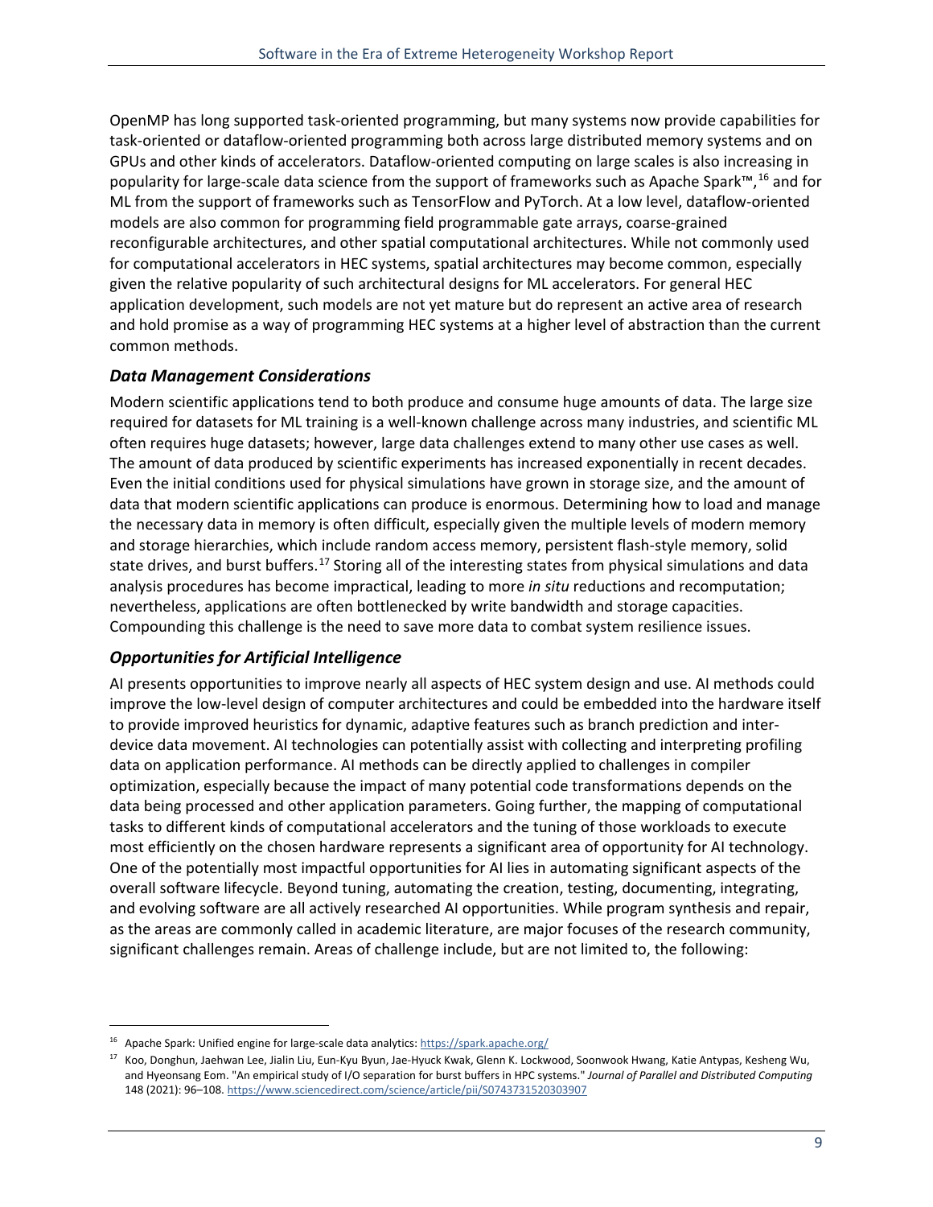OpenMP has long supported task-oriented programming, but many systems now provide capabilities for task-oriented or dataflow-oriented programming both across large distributed memory systems and on GPUs and other kinds of accelerators. Dataflow-oriented computing on large scales is also increasing in popularity for large-scale data science from the support of frameworks such as Apache Spark™,[16] and for ML from the support of frameworks such as TensorFlow and PyTorch. At a low level, dataflow-oriented models are also common for programming field programmable gate arrays, coarse-grained reconfigurable architectures, and other spatial computational architectures. While not commonly used for computational accelerators in HEC systems, spatial architectures may become common, especially given the relative popularity of such architectural designs for ML accelerators. For general HEC application development, such models are not yet mature but do represent an active area of research and hold promise as a way of programming HEC systems at a higher level of abstraction than the current common methods.

### *Data Management Considerations*

Modern scientific applications tend to both produce and consume huge amounts of data. The large size required for datasets for ML training is a well-known challenge across many industries, and scientific ML often requires huge datasets; however, large data challenges extend to many other use cases as well. The amount of data produced by scientific experiments has increased exponentially in recent decades. Even the initial conditions used for physical simulations have grown in storage size, and the amount of data that modern scientific applications can produce is enormous. Determining how to load and manage the necessary data in memory is often difficult, especially given the multiple levels of modern memory and storage hierarchies, which include random access memory, persistent flash-style memory, solid state drives, and burst buffers.[17] Storing all of the interesting states from physical simulations and data analysis procedures has become impractical, leading to more *in situ* reductions and recomputation; nevertheless, applications are often bottlenecked by write bandwidth and storage capacities. Compounding this challenge is the need to save more data to combat system resilience issues.

### *Opportunities for Artificial Intelligence*

AI presents opportunities to improve nearly all aspects of HEC system design and use. AI methods could improve the low-level design of computer architectures and could be embedded into the hardware itself to provide improved heuristics for dynamic, adaptive features such as branch prediction and inter-device data movement. AI technologies can potentially assist with collecting and interpreting profiling data on application performance. AI methods can be directly applied to challenges in compiler optimization, especially because the impact of many potential code transformations depends on the data being processed and other application parameters. Going further, the mapping of computational tasks to different kinds of computational accelerators and the tuning of those workloads to execute most efficiently on the chosen hardware represents a significant area of opportunity for AI technology. One of the potentially most impactful opportunities for AI lies in automating significant aspects of the overall software lifecycle. Beyond tuning, automating the creation, testing, documenting, integrating, and evolving software are all actively researched AI opportunities. While program synthesis and repair, as the areas are commonly called in academic literature, are major focuses of the research community, significant challenges remain. Areas of challenge include, but are not limited to, the following:

---

[16] Apache Spark: Unified engine for large-scale data analytics: https://spark.apache.org/

[17] Koo, Donghun, Jaehwan Lee, Jialin Liu, Eun-Kyu Byun, Jae-Hyuck Kwak, Glenn K. Lockwood, Soonwook Hwang, Katie Antypas, Kesheng Wu, and Hyeonsang Eom. "An empirical study of I/O separation for burst buffers in HPC systems." *Journal of Parallel and Distributed Computing* 148 (2021): 96–108. https://www.sciencedirect.com/science/article/pii/S0743731520303907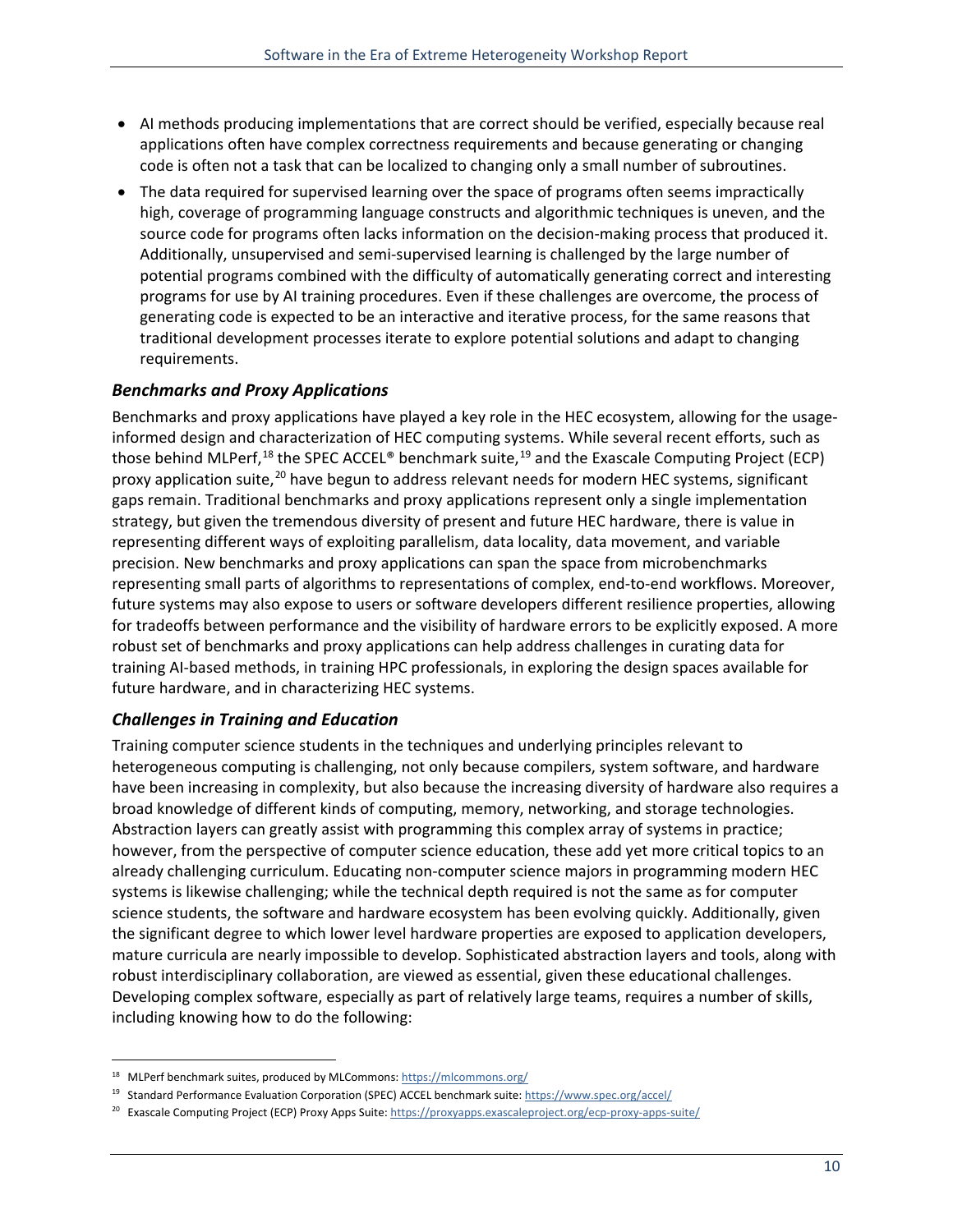- AI methods producing implementations that are correct should be verified, especially because real applications often have complex correctness requirements and because generating or changing code is often not a task that can be localized to changing only a small number of subroutines.
- The data required for supervised learning over the space of programs often seems impractically high, coverage of programming language constructs and algorithmic techniques is uneven, and the source code for programs often lacks information on the decision-making process that produced it. Additionally, unsupervised and semi-supervised learning is challenged by the large number of potential programs combined with the difficulty of automatically generating correct and interesting programs for use by AI training procedures. Even if these challenges are overcome, the process of generating code is expected to be an interactive and iterative process, for the same reasons that traditional development processes iterate to explore potential solutions and adapt to changing requirements.

### *Benchmarks and Proxy Applications*

Benchmarks and proxy applications have played a key role in the HEC ecosystem, allowing for the usage-informed design and characterization of HEC computing systems. While several recent efforts, such as those behind MLPerf,[18] the SPEC ACCEL® benchmark suite,[19] and the Exascale Computing Project (ECP) proxy application suite,[20] have begun to address relevant needs for modern HEC systems, significant gaps remain. Traditional benchmarks and proxy applications represent only a single implementation strategy, but given the tremendous diversity of present and future HEC hardware, there is value in representing different ways of exploiting parallelism, data locality, data movement, and variable precision. New benchmarks and proxy applications can span the space from microbenchmarks representing small parts of algorithms to representations of complex, end-to-end workflows. Moreover, future systems may also expose to users or software developers different resilience properties, allowing for tradeoffs between performance and the visibility of hardware errors to be explicitly exposed. A more robust set of benchmarks and proxy applications can help address challenges in curating data for training AI-based methods, in training HPC professionals, in exploring the design spaces available for future hardware, and in characterizing HEC systems.

### *Challenges in Training and Education*

Training computer science students in the techniques and underlying principles relevant to heterogeneous computing is challenging, not only because compilers, system software, and hardware have been increasing in complexity, but also because the increasing diversity of hardware also requires a broad knowledge of different kinds of computing, memory, networking, and storage technologies. Abstraction layers can greatly assist with programming this complex array of systems in practice; however, from the perspective of computer science education, these add yet more critical topics to an already challenging curriculum. Educating non-computer science majors in programming modern HEC systems is likewise challenging; while the technical depth required is not the same as for computer science students, the software and hardware ecosystem has been evolving quickly. Additionally, given the significant degree to which lower level hardware properties are exposed to application developers, mature curricula are nearly impossible to develop. Sophisticated abstraction layers and tools, along with robust interdisciplinary collaboration, are viewed as essential, given these educational challenges. Developing complex software, especially as part of relatively large teams, requires a number of skills, including knowing how to do the following:

---

[18] MLPerf benchmark suites, produced by MLCommons: https://mlcommons.org/

[19] Standard Performance Evaluation Corporation (SPEC) ACCEL benchmark suite: https://www.spec.org/accel/

[20] Exascale Computing Project (ECP) Proxy Apps Suite: https://proxyapps.exascaleproject.org/ecp-proxy-apps-suite/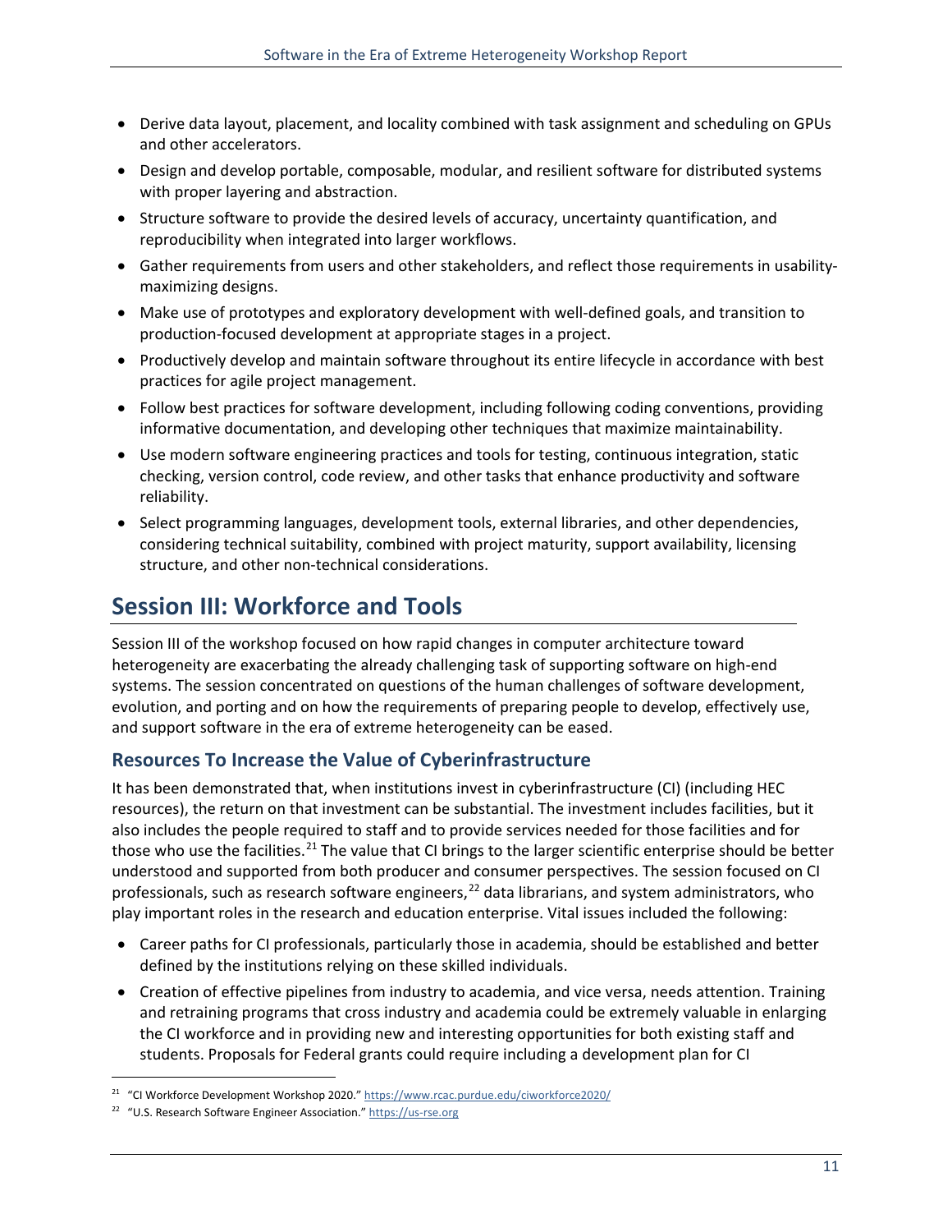- Derive data layout, placement, and locality combined with task assignment and scheduling on GPUs and other accelerators.
- Design and develop portable, composable, modular, and resilient software for distributed systems with proper layering and abstraction.
- Structure software to provide the desired levels of accuracy, uncertainty quantification, and reproducibility when integrated into larger workflows.
- Gather requirements from users and other stakeholders, and reflect those requirements in usability-maximizing designs.
- Make use of prototypes and exploratory development with well-defined goals, and transition to production-focused development at appropriate stages in a project.
- Productively develop and maintain software throughout its entire lifecycle in accordance with best practices for agile project management.
- Follow best practices for software development, including following coding conventions, providing informative documentation, and developing other techniques that maximize maintainability.
- Use modern software engineering practices and tools for testing, continuous integration, static checking, version control, code review, and other tasks that enhance productivity and software reliability.
- Select programming languages, development tools, external libraries, and other dependencies, considering technical suitability, combined with project maturity, support availability, licensing structure, and other non-technical considerations.

# Session III: Workforce and Tools

Session III of the workshop focused on how rapid changes in computer architecture toward heterogeneity are exacerbating the already challenging task of supporting software on high-end systems. The session concentrated on questions of the human challenges of software development, evolution, and porting and on how the requirements of preparing people to develop, effectively use, and support software in the era of extreme heterogeneity can be eased.

## Resources To Increase the Value of Cyberinfrastructure

It has been demonstrated that, when institutions invest in cyberinfrastructure (CI) (including HEC resources), the return on that investment can be substantial. The investment includes facilities, but it also includes the people required to staff and to provide services needed for those facilities and for those who use the facilities.[21] The value that CI brings to the larger scientific enterprise should be better understood and supported from both producer and consumer perspectives. The session focused on CI professionals, such as research software engineers,[22] data librarians, and system administrators, who play important roles in the research and education enterprise. Vital issues included the following:

- Career paths for CI professionals, particularly those in academia, should be established and better defined by the institutions relying on these skilled individuals.
- Creation of effective pipelines from industry to academia, and vice versa, needs attention. Training and retraining programs that cross industry and academia could be extremely valuable in enlarging the CI workforce and in providing new and interesting opportunities for both existing staff and students. Proposals for Federal grants could require including a development plan for CI

---

[21] "CI Workforce Development Workshop 2020." https://www.rcac.purdue.edu/ciworkforce2020/

[22] "U.S. Research Software Engineer Association." https://us-rse.org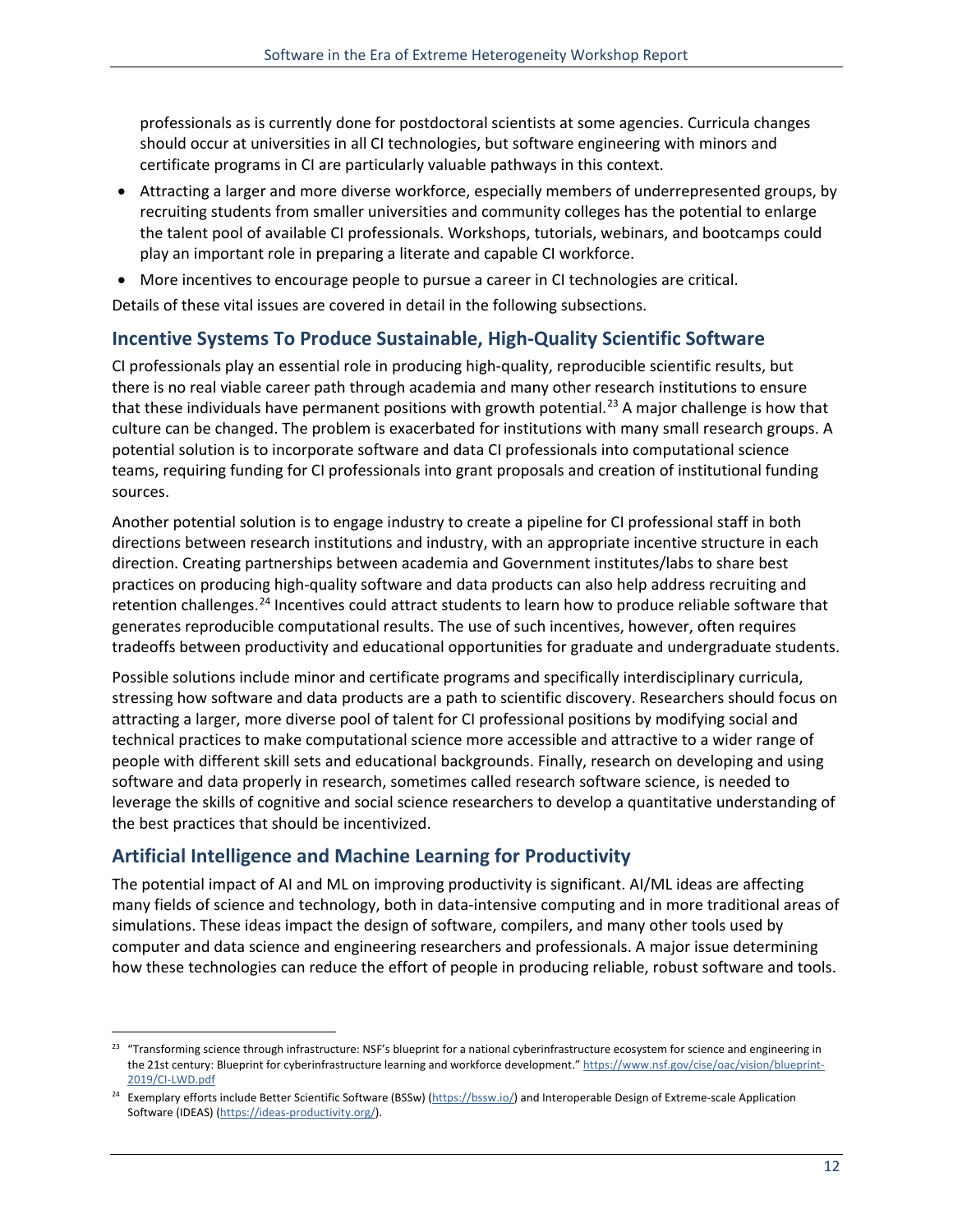professionals as is currently done for postdoctoral scientists at some agencies. Curricula changes should occur at universities in all CI technologies, but software engineering with minors and certificate programs in CI are particularly valuable pathways in this context.

- Attracting a larger and more diverse workforce, especially members of underrepresented groups, by recruiting students from smaller universities and community colleges has the potential to enlarge the talent pool of available CI professionals. Workshops, tutorials, webinars, and bootcamps could play an important role in preparing a literate and capable CI workforce.
- More incentives to encourage people to pursue a career in CI technologies are critical.

Details of these vital issues are covered in detail in the following subsections.

## Incentive Systems To Produce Sustainable, High-Quality Scientific Software

CI professionals play an essential role in producing high-quality, reproducible scientific results, but there is no real viable career path through academia and many other research institutions to ensure that these individuals have permanent positions with growth potential.[23] A major challenge is how that culture can be changed. The problem is exacerbated for institutions with many small research groups. A potential solution is to incorporate software and data CI professionals into computational science teams, requiring funding for CI professionals into grant proposals and creation of institutional funding sources.

Another potential solution is to engage industry to create a pipeline for CI professional staff in both directions between research institutions and industry, with an appropriate incentive structure in each direction. Creating partnerships between academia and Government institutes/labs to share best practices on producing high-quality software and data products can also help address recruiting and retention challenges.[24] Incentives could attract students to learn how to produce reliable software that generates reproducible computational results. The use of such incentives, however, often requires tradeoffs between productivity and educational opportunities for graduate and undergraduate students.

Possible solutions include minor and certificate programs and specifically interdisciplinary curricula, stressing how software and data products are a path to scientific discovery. Researchers should focus on attracting a larger, more diverse pool of talent for CI professional positions by modifying social and technical practices to make computational science more accessible and attractive to a wider range of people with different skill sets and educational backgrounds. Finally, research on developing and using software and data properly in research, sometimes called research software science, is needed to leverage the skills of cognitive and social science researchers to develop a quantitative understanding of the best practices that should be incentivized.

## Artificial Intelligence and Machine Learning for Productivity

The potential impact of AI and ML on improving productivity is significant. AI/ML ideas are affecting many fields of science and technology, both in data-intensive computing and in more traditional areas of simulations. These ideas impact the design of software, compilers, and many other tools used by computer and data science and engineering researchers and professionals. A major issue determining how these technologies can reduce the effort of people in producing reliable, robust software and tools.

---

[23] "Transforming science through infrastructure: NSF's blueprint for a national cyberinfrastructure ecosystem for science and engineering in the 21st century: Blueprint for cyberinfrastructure learning and workforce development." https://www.nsf.gov/cise/oac/vision/blueprint-2019/CI-LWD.pdf

[24] Exemplary efforts include Better Scientific Software (BSSw) (https://bssw.io/) and Interoperable Design of Extreme-scale Application Software (IDEAS) (https://ideas-productivity.org/).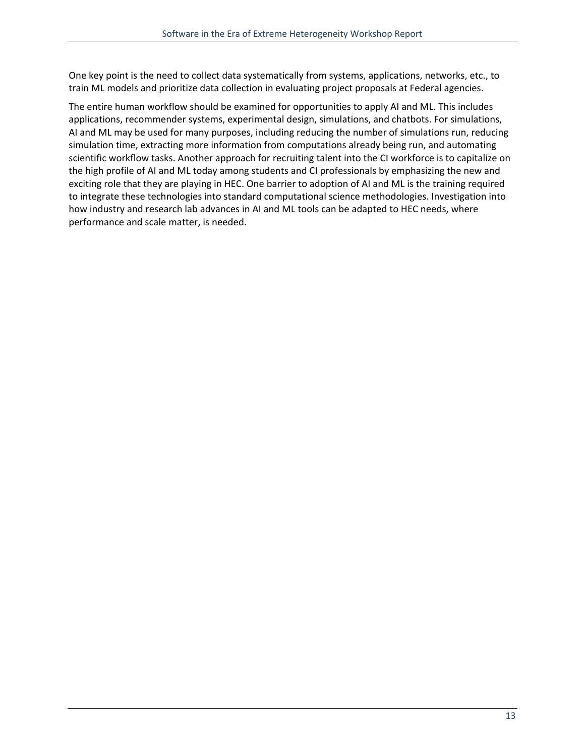One key point is the need to collect data systematically from systems, applications, networks, etc., to train ML models and prioritize data collection in evaluating project proposals at Federal agencies.

The entire human workflow should be examined for opportunities to apply AI and ML. This includes applications, recommender systems, experimental design, simulations, and chatbots. For simulations, AI and ML may be used for many purposes, including reducing the number of simulations run, reducing simulation time, extracting more information from computations already being run, and automating scientific workflow tasks. Another approach for recruiting talent into the CI workforce is to capitalize on the high profile of AI and ML today among students and CI professionals by emphasizing the new and exciting role that they are playing in HEC. One barrier to adoption of AI and ML is the training required to integrate these technologies into standard computational science methodologies. Investigation into how industry and research lab advances in AI and ML tools can be adapted to HEC needs, where performance and scale matter, is needed.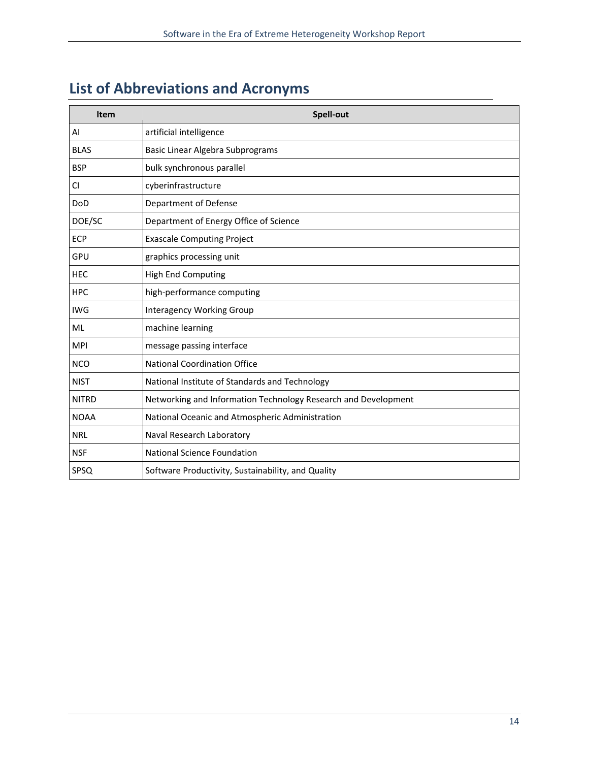## List of Abbreviations and Acronyms

| Item | Spell-out |
|---|---|
| AI | artificial intelligence |
| BLAS | Basic Linear Algebra Subprograms |
| BSP | bulk synchronous parallel |
| CI | cyberinfrastructure |
| DoD | Department of Defense |
| DOE/SC | Department of Energy Office of Science |
| ECP | Exascale Computing Project |
| GPU | graphics processing unit |
| HEC | High End Computing |
| HPC | high-performance computing |
| IWG | Interagency Working Group |
| ML | machine learning |
| MPI | message passing interface |
| NCO | National Coordination Office |
| NIST | National Institute of Standards and Technology |
| NITRD | Networking and Information Technology Research and Development |
| NOAA | National Oceanic and Atmospheric Administration |
| NRL | Naval Research Laboratory |
| NSF | National Science Foundation |
| SPSQ | Software Productivity, Sustainability, and Quality |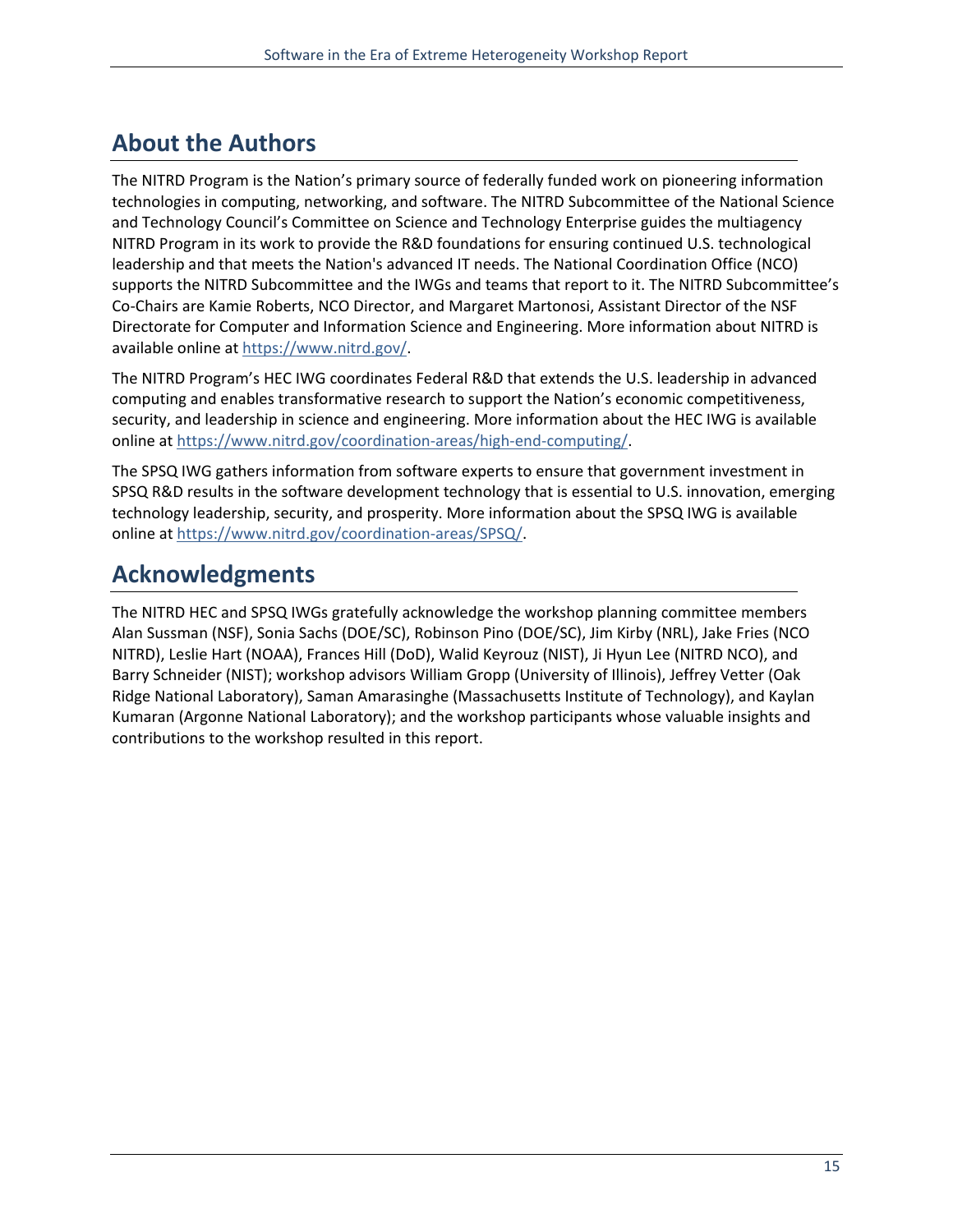## About the Authors

The NITRD Program is the Nation's primary source of federally funded work on pioneering information technologies in computing, networking, and software. The NITRD Subcommittee of the National Science and Technology Council's Committee on Science and Technology Enterprise guides the multiagency NITRD Program in its work to provide the R&D foundations for ensuring continued U.S. technological leadership and that meets the Nation's advanced IT needs. The National Coordination Office (NCO) supports the NITRD Subcommittee and the IWGs and teams that report to it. The NITRD Subcommittee's Co-Chairs are Kamie Roberts, NCO Director, and Margaret Martonosi, Assistant Director of the NSF Directorate for Computer and Information Science and Engineering. More information about NITRD is available online at https://www.nitrd.gov/.

The NITRD Program's HEC IWG coordinates Federal R&D that extends the U.S. leadership in advanced computing and enables transformative research to support the Nation's economic competitiveness, security, and leadership in science and engineering. More information about the HEC IWG is available online at https://www.nitrd.gov/coordination-areas/high-end-computing/.

The SPSQ IWG gathers information from software experts to ensure that government investment in SPSQ R&D results in the software development technology that is essential to U.S. innovation, emerging technology leadership, security, and prosperity. More information about the SPSQ IWG is available online at https://www.nitrd.gov/coordination-areas/SPSQ/.

## Acknowledgments

The NITRD HEC and SPSQ IWGs gratefully acknowledge the workshop planning committee members Alan Sussman (NSF), Sonia Sachs (DOE/SC), Robinson Pino (DOE/SC), Jim Kirby (NRL), Jake Fries (NCO NITRD), Leslie Hart (NOAA), Frances Hill (DoD), Walid Keyrouz (NIST), Ji Hyun Lee (NITRD NCO), and Barry Schneider (NIST); workshop advisors William Gropp (University of Illinois), Jeffrey Vetter (Oak Ridge National Laboratory), Saman Amarasinghe (Massachusetts Institute of Technology), and Kaylan Kumaran (Argonne National Laboratory); and the workshop participants whose valuable insights and contributions to the workshop resulted in this report.